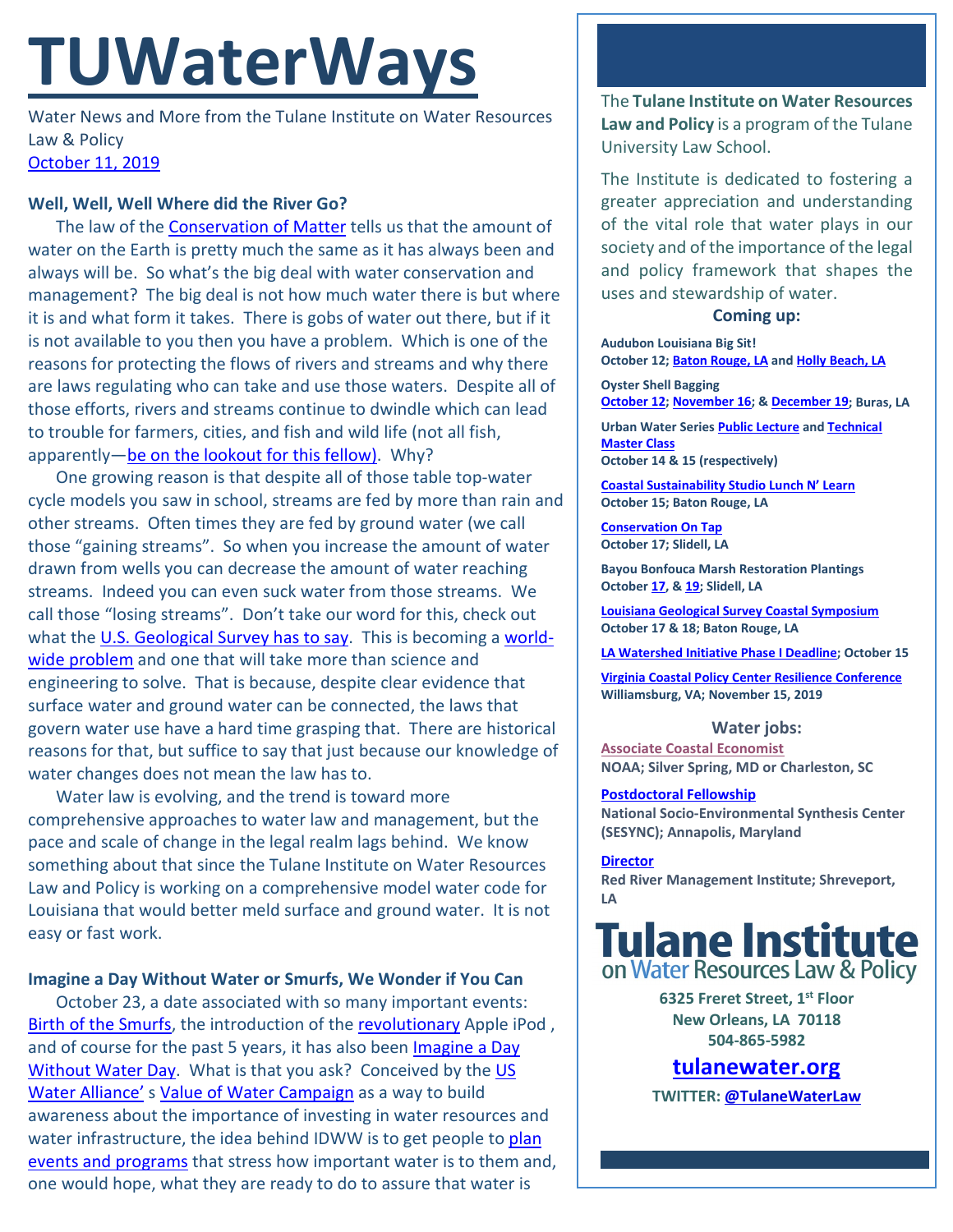# TUWaterWays

Water News and More from the Tulane Institute on Water Resources Law & Policy
October 11, 2019

### Well, Well, Well Where did the River Go?

The law of the Conservation of Matter tells us that the amount of water on the Earth is pretty much the same as it has always been and always will be. So what's the big deal with water conservation and management? The big deal is not how much water there is but where it is and what form it takes. There is gobs of water out there, but if it is not available to you then you have a problem. Which is one of the reasons for protecting the flows of rivers and streams and why there are laws regulating who can take and use those waters. Despite all of those efforts, rivers and streams continue to dwindle which can lead to trouble for farmers, cities, and fish and wild life (not all fish, apparently—be on the lookout for this fellow). Why?

One growing reason is that despite all of those table top-water cycle models you saw in school, streams are fed by more than rain and other streams. Often times they are fed by ground water (we call those "gaining streams". So when you increase the amount of water drawn from wells you can decrease the amount of water reaching streams. Indeed you can even suck water from those streams. We call those "losing streams". Don't take our word for this, check out what the U.S. Geological Survey has to say. This is becoming a world-wide problem and one that will take more than science and engineering to solve. That is because, despite clear evidence that surface water and ground water can be connected, the laws that govern water use have a hard time grasping that. There are historical reasons for that, but suffice to say that just because our knowledge of water changes does not mean the law has to.

Water law is evolving, and the trend is toward more comprehensive approaches to water law and management, but the pace and scale of change in the legal realm lags behind. We know something about that since the Tulane Institute on Water Resources Law and Policy is working on a comprehensive model water code for Louisiana that would better meld surface and ground water. It is not easy or fast work.

### Imagine a Day Without Water or Smurfs, We Wonder if You Can

October 23, a date associated with so many important events: Birth of the Smurfs, the introduction of the revolutionary Apple iPod , and of course for the past 5 years, it has also been Imagine a Day Without Water Day. What is that you ask? Conceived by the US Water Alliance' s Value of Water Campaign as a way to build awareness about the importance of investing in water resources and water infrastructure, the idea behind IDWW is to get people to plan events and programs that stress how important water is to them and, one would hope, what they are ready to do to assure that water is

---

The **Tulane Institute on Water Resources Law and Policy** is a program of the Tulane University Law School.

The Institute is dedicated to fostering a greater appreciation and understanding of the vital role that water plays in our society and of the importance of the legal and policy framework that shapes the uses and stewardship of water.

**Coming up:**

**Audubon Louisiana Big Sit!**
**October 12; Baton Rouge, LA and Holly Beach, LA**

**Oyster Shell Bagging**
**October 12; November 16; & December 19; Buras, LA**

**Urban Water Series Public Lecture and Technical Master Class**
**October 14 & 15 (respectively)**

**Coastal Sustainability Studio Lunch N' Learn**
**October 15; Baton Rouge, LA**

**Conservation On Tap**
**October 17; Slidell, LA**

**Bayou Bonfouca Marsh Restoration Plantings**
**October 17, & 19; Slidell, LA**

**Louisiana Geological Survey Coastal Symposium**
**October 17 & 18; Baton Rouge, LA**

**LA Watershed Initiative Phase I Deadline; October 15**

**Virginia Coastal Policy Center Resilience Conference**
**Williamsburg, VA; November 15, 2019**

**Water jobs:**

**Associate Coastal Economist**
**NOAA; Silver Spring, MD or Charleston, SC**

**Postdoctoral Fellowship**
**National Socio-Environmental Synthesis Center (SESYNC); Annapolis, Maryland**

**Director**
**Red River Management Institute; Shreveport, LA**

**Tulane Institute on Water Resources Law & Policy**

**6325 Freret Street, 1st Floor**
**New Orleans, LA 70118**
**504-865-5982**

**tulanewater.org**

**TWITTER: @TulaneWaterLaw**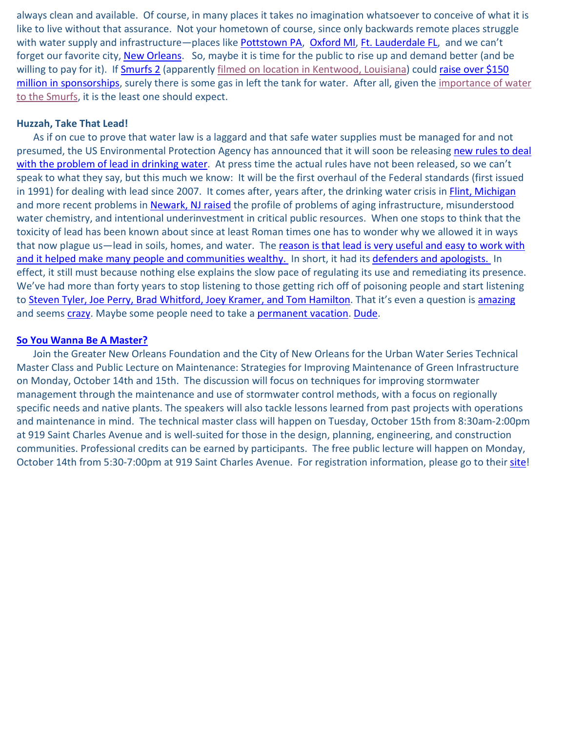always clean and available. Of course, in many places it takes no imagination whatsoever to conceive of what it is like to live without that assurance. Not your hometown of course, since only backwards remote places struggle with water supply and infrastructure—places like Pottstown PA, Oxford MI, Ft. Lauderdale FL, and we can't forget our favorite city, New Orleans. So, maybe it is time for the public to rise up and demand better (and be willing to pay for it). If Smurfs 2 (apparently filmed on location in Kentwood, Louisiana) could raise over $150 million in sponsorships, surely there is some gas in left the tank for water. After all, given the importance of water to the Smurfs, it is the least one should expect.

**Huzzah, Take That Lead!**

As if on cue to prove that water law is a laggard and that safe water supplies must be managed for and not presumed, the US Environmental Protection Agency has announced that it will soon be releasing new rules to deal with the problem of lead in drinking water. At press time the actual rules have not been released, so we can't speak to what they say, but this much we know: It will be the first overhaul of the Federal standards (first issued in 1991) for dealing with lead since 2007. It comes after, years after, the drinking water crisis in Flint, Michigan and more recent problems in Newark, NJ raised the profile of problems of aging infrastructure, misunderstood water chemistry, and intentional underinvestment in critical public resources. When one stops to think that the toxicity of lead has been known about since at least Roman times one has to wonder why we allowed it in ways that now plague us—lead in soils, homes, and water. The reason is that lead is very useful and easy to work with and it helped make many people and communities wealthy. In short, it had its defenders and apologists. In effect, it still must because nothing else explains the slow pace of regulating its use and remediating its presence. We've had more than forty years to stop listening to those getting rich off of poisoning people and start listening to Steven Tyler, Joe Perry, Brad Whitford, Joey Kramer, and Tom Hamilton. That it's even a question is amazing and seems crazy. Maybe some people need to take a permanent vacation. Dude.

**So You Wanna Be A Master?**

Join the Greater New Orleans Foundation and the City of New Orleans for the Urban Water Series Technical Master Class and Public Lecture on Maintenance: Strategies for Improving Maintenance of Green Infrastructure on Monday, October 14th and 15th. The discussion will focus on techniques for improving stormwater management through the maintenance and use of stormwater control methods, with a focus on regionally specific needs and native plants. The speakers will also tackle lessons learned from past projects with operations and maintenance in mind. The technical master class will happen on Tuesday, October 15th from 8:30am-2:00pm at 919 Saint Charles Avenue and is well-suited for those in the design, planning, engineering, and construction communities. Professional credits can be earned by participants. The free public lecture will happen on Monday, October 14th from 5:30-7:00pm at 919 Saint Charles Avenue. For registration information, please go to their site!